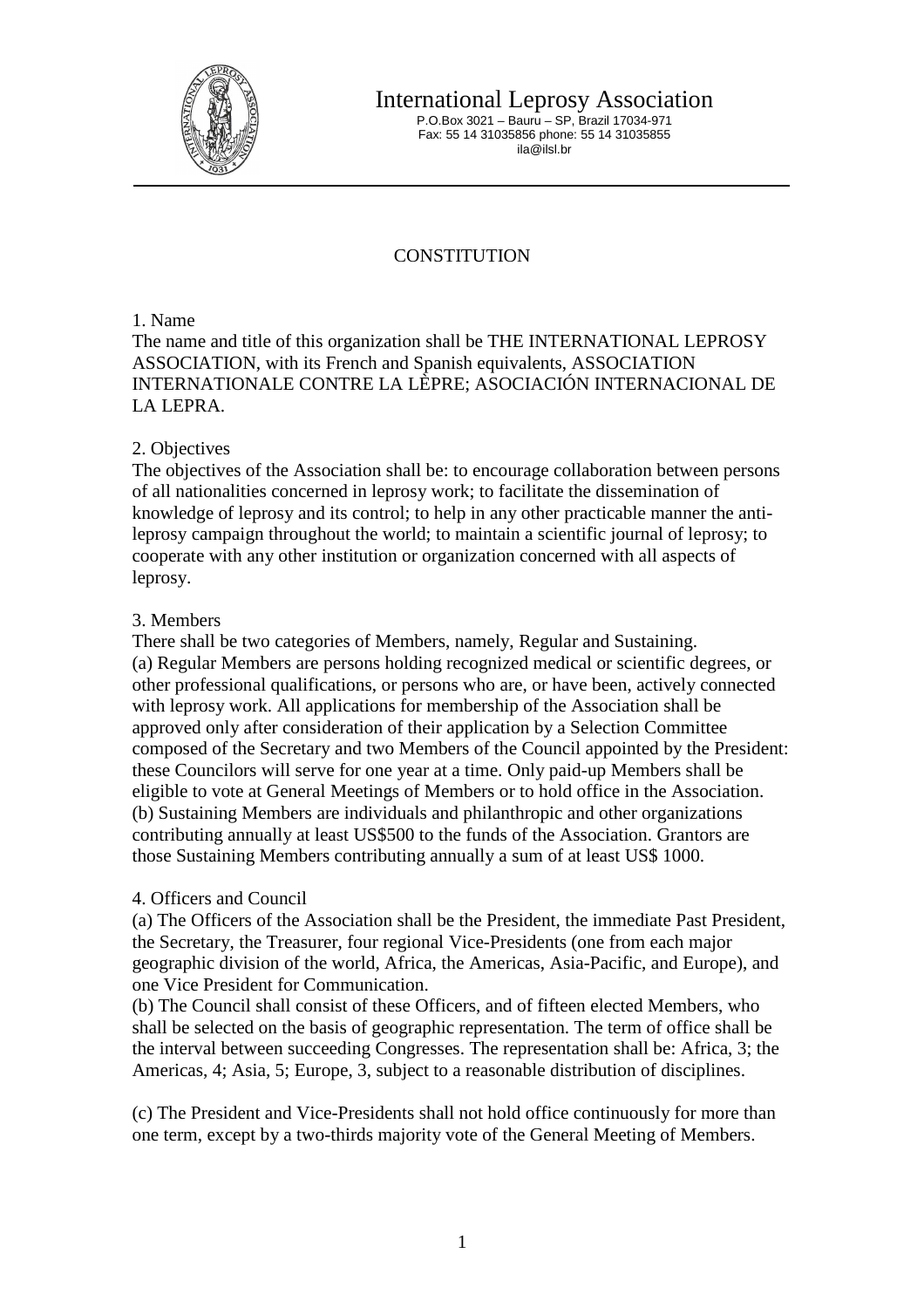International Leprosy Association
P.O.Box 3021 – Bauru – SP, Brazil 17034-971
Fax: 55 14 31035856 phone: 55 14 31035855
ila@ilsl.br

# CONSTITUTION

## 1. Name

The name and title of this organization shall be THE INTERNATIONAL LEPROSY ASSOCIATION, with its French and Spanish equivalents, ASSOCIATION INTERNATIONALE CONTRE LA LÈPRE; ASOCIACIÓN INTERNACIONAL DE LA LEPRA.

## 2. Objectives

The objectives of the Association shall be: to encourage collaboration between persons of all nationalities concerned in leprosy work; to facilitate the dissemination of knowledge of leprosy and its control; to help in any other practicable manner the anti-leprosy campaign throughout the world; to maintain a scientific journal of leprosy; to cooperate with any other institution or organization concerned with all aspects of leprosy.

## 3. Members

There shall be two categories of Members, namely, Regular and Sustaining.

(a) Regular Members are persons holding recognized medical or scientific degrees, or other professional qualifications, or persons who are, or have been, actively connected with leprosy work. All applications for membership of the Association shall be approved only after consideration of their application by a Selection Committee composed of the Secretary and two Members of the Council appointed by the President: these Councilors will serve for one year at a time. Only paid-up Members shall be eligible to vote at General Meetings of Members or to hold office in the Association.

(b) Sustaining Members are individuals and philanthropic and other organizations contributing annually at least US$500 to the funds of the Association. Grantors are those Sustaining Members contributing annually a sum of at least US$ 1000.

## 4. Officers and Council

(a) The Officers of the Association shall be the President, the immediate Past President, the Secretary, the Treasurer, four regional Vice-Presidents (one from each major geographic division of the world, Africa, the Americas, Asia-Pacific, and Europe), and one Vice President for Communication.

(b) The Council shall consist of these Officers, and of fifteen elected Members, who shall be selected on the basis of geographic representation. The term of office shall be the interval between succeeding Congresses. The representation shall be: Africa, 3; the Americas, 4; Asia, 5; Europe, 3, subject to a reasonable distribution of disciplines.

(c) The President and Vice-Presidents shall not hold office continuously for more than one term, except by a two-thirds majority vote of the General Meeting of Members.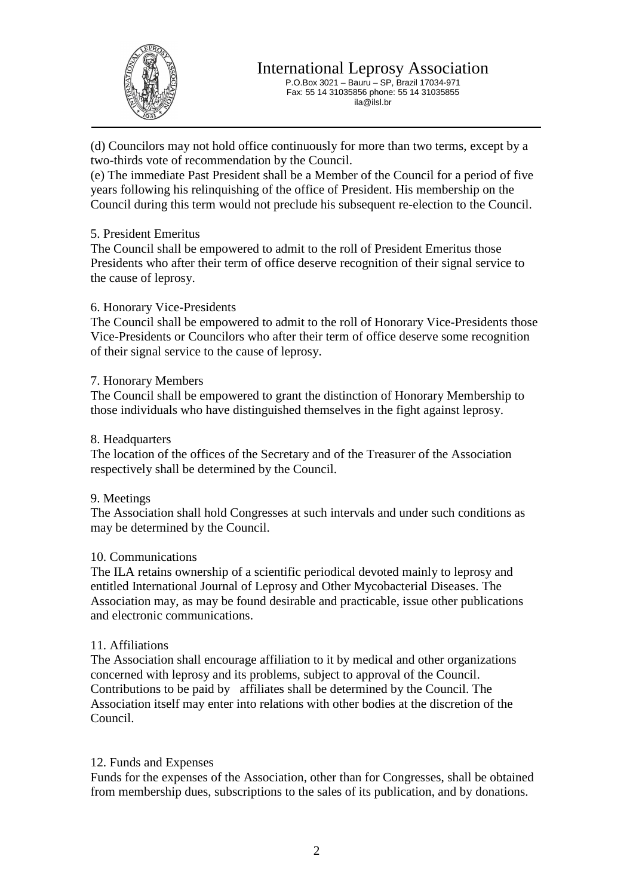(d) Councilors may not hold office continuously for more than two terms, except by a two-thirds vote of recommendation by the Council.

(e) The immediate Past President shall be a Member of the Council for a period of five years following his relinquishing of the office of President. His membership on the Council during this term would not preclude his subsequent re-election to the Council.

5. President Emeritus

The Council shall be empowered to admit to the roll of President Emeritus those Presidents who after their term of office deserve recognition of their signal service to the cause of leprosy.

6. Honorary Vice-Presidents

The Council shall be empowered to admit to the roll of Honorary Vice-Presidents those Vice-Presidents or Councilors who after their term of office deserve some recognition of their signal service to the cause of leprosy.

7. Honorary Members

The Council shall be empowered to grant the distinction of Honorary Membership to those individuals who have distinguished themselves in the fight against leprosy.

8. Headquarters

The location of the offices of the Secretary and of the Treasurer of the Association respectively shall be determined by the Council.

9. Meetings

The Association shall hold Congresses at such intervals and under such conditions as may be determined by the Council.

10. Communications

The ILA retains ownership of a scientific periodical devoted mainly to leprosy and entitled International Journal of Leprosy and Other Mycobacterial Diseases. The Association may, as may be found desirable and practicable, issue other publications and electronic communications.

11. Affiliations

The Association shall encourage affiliation to it by medical and other organizations concerned with leprosy and its problems, subject to approval of the Council. Contributions to be paid by affiliates shall be determined by the Council. The Association itself may enter into relations with other bodies at the discretion of the Council.

12. Funds and Expenses

Funds for the expenses of the Association, other than for Congresses, shall be obtained from membership dues, subscriptions to the sales of its publication, and by donations.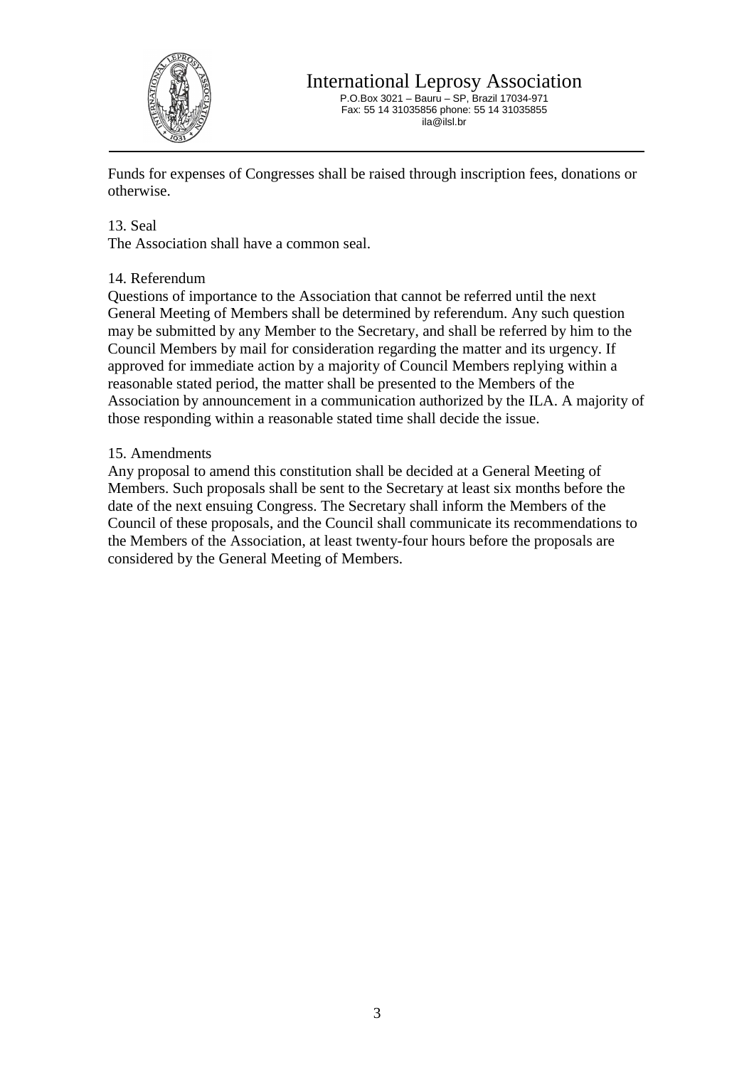Funds for expenses of Congresses shall be raised through inscription fees, donations or otherwise.

13. Seal

The Association shall have a common seal.

14. Referendum

Questions of importance to the Association that cannot be referred until the next General Meeting of Members shall be determined by referendum. Any such question may be submitted by any Member to the Secretary, and shall be referred by him to the Council Members by mail for consideration regarding the matter and its urgency. If approved for immediate action by a majority of Council Members replying within a reasonable stated period, the matter shall be presented to the Members of the Association by announcement in a communication authorized by the ILA. A majority of those responding within a reasonable stated time shall decide the issue.

15. Amendments

Any proposal to amend this constitution shall be decided at a General Meeting of Members. Such proposals shall be sent to the Secretary at least six months before the date of the next ensuing Congress. The Secretary shall inform the Members of the Council of these proposals, and the Council shall communicate its recommendations to the Members of the Association, at least twenty-four hours before the proposals are considered by the General Meeting of Members.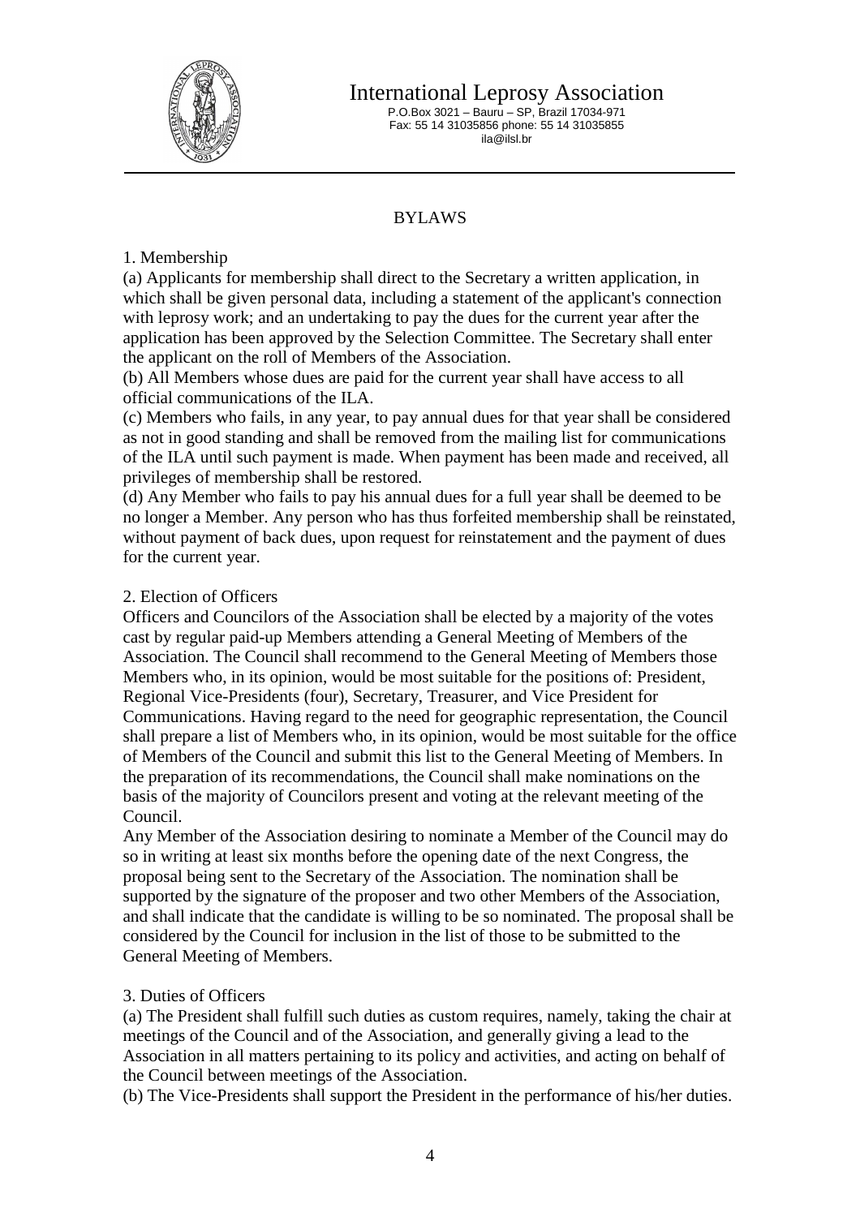International Leprosy Association
P.O.Box 3021 – Bauru – SP, Brazil 17034-971
Fax: 55 14 31035856 phone: 55 14 31035855
ila@ilsl.br

# BYLAWS

## 1. Membership

(a) Applicants for membership shall direct to the Secretary a written application, in which shall be given personal data, including a statement of the applicant's connection with leprosy work; and an undertaking to pay the dues for the current year after the application has been approved by the Selection Committee. The Secretary shall enter the applicant on the roll of Members of the Association.

(b) All Members whose dues are paid for the current year shall have access to all official communications of the ILA.

(c) Members who fails, in any year, to pay annual dues for that year shall be considered as not in good standing and shall be removed from the mailing list for communications of the ILA until such payment is made. When payment has been made and received, all privileges of membership shall be restored.

(d) Any Member who fails to pay his annual dues for a full year shall be deemed to be no longer a Member. Any person who has thus forfeited membership shall be reinstated, without payment of back dues, upon request for reinstatement and the payment of dues for the current year.

## 2. Election of Officers

Officers and Councilors of the Association shall be elected by a majority of the votes cast by regular paid-up Members attending a General Meeting of Members of the Association. The Council shall recommend to the General Meeting of Members those Members who, in its opinion, would be most suitable for the positions of: President, Regional Vice-Presidents (four), Secretary, Treasurer, and Vice President for Communications. Having regard to the need for geographic representation, the Council shall prepare a list of Members who, in its opinion, would be most suitable for the office of Members of the Council and submit this list to the General Meeting of Members. In the preparation of its recommendations, the Council shall make nominations on the basis of the majority of Councilors present and voting at the relevant meeting of the Council.

Any Member of the Association desiring to nominate a Member of the Council may do so in writing at least six months before the opening date of the next Congress, the proposal being sent to the Secretary of the Association. The nomination shall be supported by the signature of the proposer and two other Members of the Association, and shall indicate that the candidate is willing to be so nominated. The proposal shall be considered by the Council for inclusion in the list of those to be submitted to the General Meeting of Members.

## 3. Duties of Officers

(a) The President shall fulfill such duties as custom requires, namely, taking the chair at meetings of the Council and of the Association, and generally giving a lead to the Association in all matters pertaining to its policy and activities, and acting on behalf of the Council between meetings of the Association.

(b) The Vice-Presidents shall support the President in the performance of his/her duties.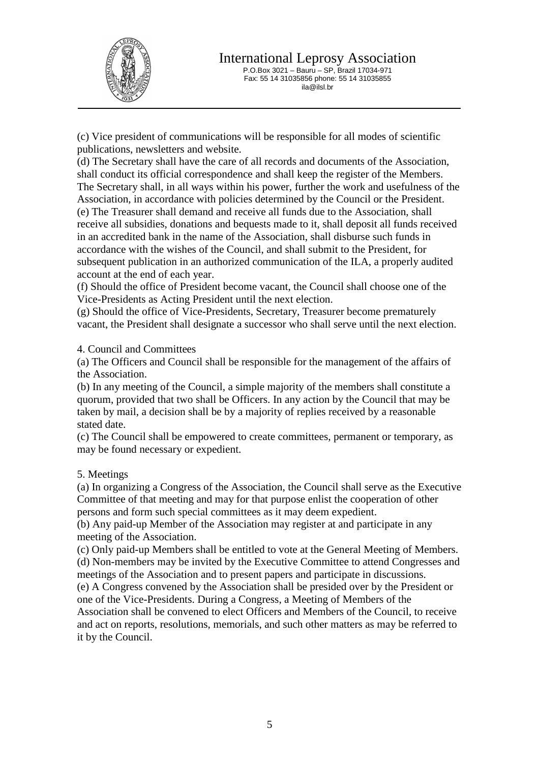(c) Vice president of communications will be responsible for all modes of scientific publications, newsletters and website.

(d) The Secretary shall have the care of all records and documents of the Association, shall conduct its official correspondence and shall keep the register of the Members. The Secretary shall, in all ways within his power, further the work and usefulness of the Association, in accordance with policies determined by the Council or the President.

(e) The Treasurer shall demand and receive all funds due to the Association, shall receive all subsidies, donations and bequests made to it, shall deposit all funds received in an accredited bank in the name of the Association, shall disburse such funds in accordance with the wishes of the Council, and shall submit to the President, for subsequent publication in an authorized communication of the ILA, a properly audited account at the end of each year.

(f) Should the office of President become vacant, the Council shall choose one of the Vice-Presidents as Acting President until the next election.

(g) Should the office of Vice-Presidents, Secretary, Treasurer become prematurely vacant, the President shall designate a successor who shall serve until the next election.

4. Council and Committees

(a) The Officers and Council shall be responsible for the management of the affairs of the Association.

(b) In any meeting of the Council, a simple majority of the members shall constitute a quorum, provided that two shall be Officers. In any action by the Council that may be taken by mail, a decision shall be by a majority of replies received by a reasonable stated date.

(c) The Council shall be empowered to create committees, permanent or temporary, as may be found necessary or expedient.

5. Meetings

(a) In organizing a Congress of the Association, the Council shall serve as the Executive Committee of that meeting and may for that purpose enlist the cooperation of other persons and form such special committees as it may deem expedient.

(b) Any paid-up Member of the Association may register at and participate in any meeting of the Association.

(c) Only paid-up Members shall be entitled to vote at the General Meeting of Members.

(d) Non-members may be invited by the Executive Committee to attend Congresses and meetings of the Association and to present papers and participate in discussions.

(e) A Congress convened by the Association shall be presided over by the President or one of the Vice-Presidents. During a Congress, a Meeting of Members of the Association shall be convened to elect Officers and Members of the Council, to receive and act on reports, resolutions, memorials, and such other matters as may be referred to it by the Council.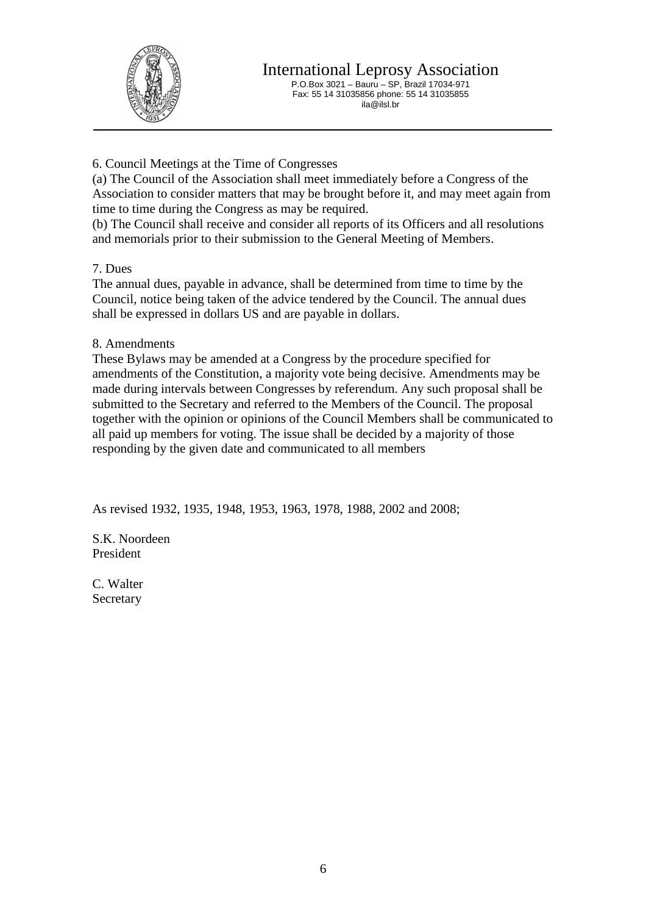6. Council Meetings at the Time of Congresses

(a) The Council of the Association shall meet immediately before a Congress of the Association to consider matters that may be brought before it, and may meet again from time to time during the Congress as may be required.

(b) The Council shall receive and consider all reports of its Officers and all resolutions and memorials prior to their submission to the General Meeting of Members.

7. Dues

The annual dues, payable in advance, shall be determined from time to time by the Council, notice being taken of the advice tendered by the Council. The annual dues shall be expressed in dollars US and are payable in dollars.

8. Amendments

These Bylaws may be amended at a Congress by the procedure specified for amendments of the Constitution, a majority vote being decisive. Amendments may be made during intervals between Congresses by referendum. Any such proposal shall be submitted to the Secretary and referred to the Members of the Council. The proposal together with the opinion or opinions of the Council Members shall be communicated to all paid up members for voting. The issue shall be decided by a majority of those responding by the given date and communicated to all members

As revised 1932, 1935, 1948, 1953, 1963, 1978, 1988, 2002 and 2008;

S.K. Noordeen
President

C. Walter
Secretary